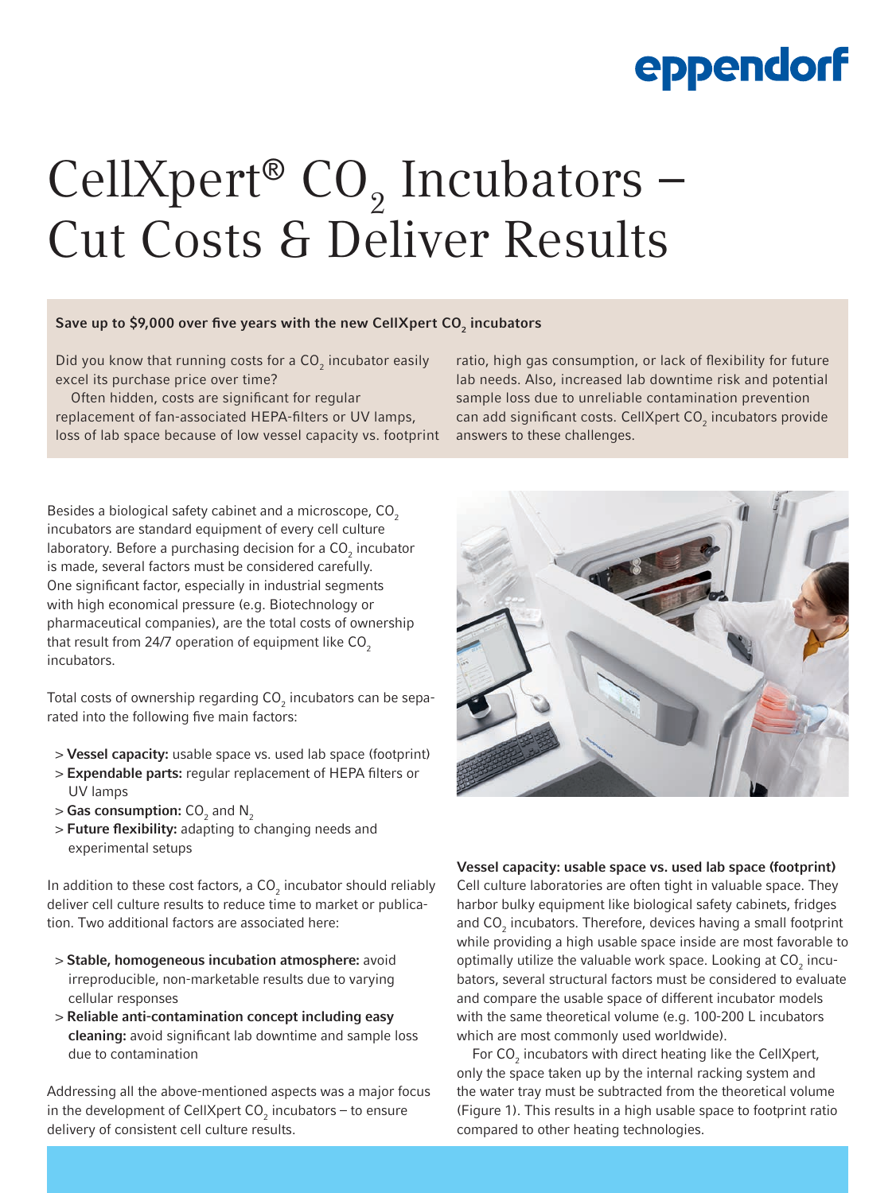# CellXpert® $CO_2$ Incubators – Cut Costs & Deliver Results

**Save up to $9,000 over five years with the new CellXpert $CO_2$ incubators**

Did you know that running costs for a $CO_2$ incubator easily excel its purchase price over time?

Often hidden, costs are significant for regular replacement of fan-associated HEPA-filters or UV lamps, loss of lab space because of low vessel capacity vs. footprint ratio, high gas consumption, or lack of flexibility for future lab needs. Also, increased lab downtime risk and potential sample loss due to unreliable contamination prevention can add significant costs. CellXpert $CO_2$ incubators provide answers to these challenges.

Besides a biological safety cabinet and a microscope, $CO_2$ incubators are standard equipment of every cell culture laboratory. Before a purchasing decision for a $CO_2$ incubator is made, several factors must be considered carefully. One significant factor, especially in industrial segments with high economical pressure (e.g. Biotechnology or pharmaceutical companies), are the total costs of ownership that result from 24/7 operation of equipment like $CO_2$ incubators.

Total costs of ownership regarding $CO_2$ incubators can be separated into the following five main factors:

- **Vessel capacity:** usable space vs. used lab space (footprint)
- **Expendable parts:** regular replacement of HEPA filters or UV lamps
- **Gas consumption:** $CO_2$ and $N_2$
- **Future flexibility:** adapting to changing needs and experimental setups

In addition to these cost factors, a $CO_2$ incubator should reliably deliver cell culture results to reduce time to market or publication. Two additional factors are associated here:

- **Stable, homogeneous incubation atmosphere:** avoid irreproducible, non-marketable results due to varying cellular responses
- **Reliable anti-contamination concept including easy cleaning:** avoid significant lab downtime and sample loss due to contamination

Addressing all the above-mentioned aspects was a major focus in the development of CellXpert $CO_2$ incubators – to ensure delivery of consistent cell culture results.

**Vessel capacity: usable space vs. used lab space (footprint)**

Cell culture laboratories are often tight in valuable space. They harbor bulky equipment like biological safety cabinets, fridges and $CO_2$ incubators. Therefore, devices having a small footprint while providing a high usable space inside are most favorable to optimally utilize the valuable work space. Looking at $CO_2$ incubators, several structural factors must be considered to evaluate and compare the usable space of different incubator models with the same theoretical volume (e.g. 100-200 L incubators which are most commonly used worldwide).

For $CO_2$ incubators with direct heating like the CellXpert, only the space taken up by the internal racking system and the water tray must be subtracted from the theoretical volume (Figure 1). This results in a high usable space to footprint ratio compared to other heating technologies.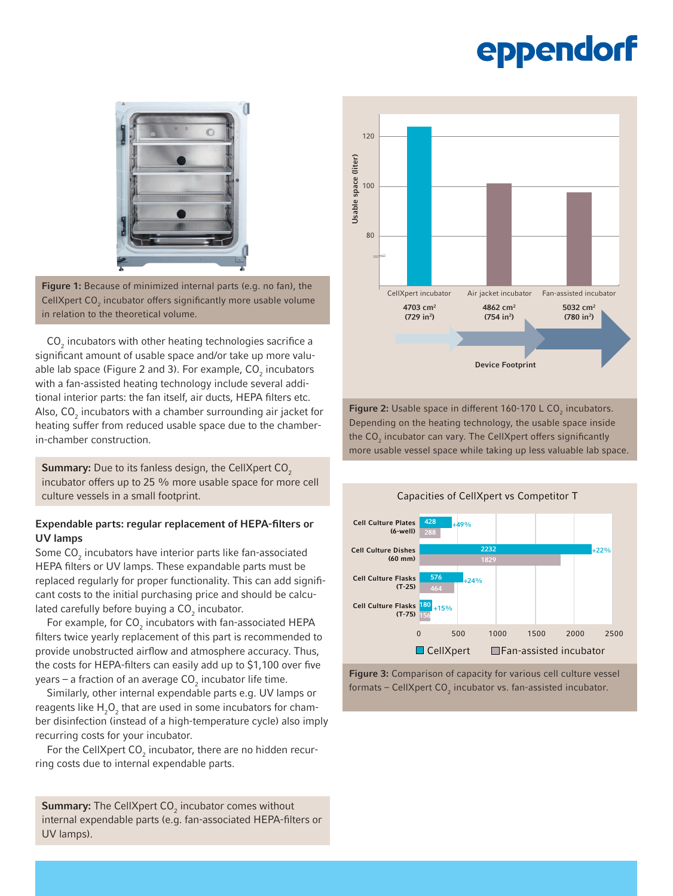Figure 1: Because of minimized internal parts (e.g. no fan), the CellXpert $CO_2$ incubator offers significantly more usable volume in relation to the theoretical volume.

$CO_2$ incubators with other heating technologies sacrifice a significant amount of usable space and/or take up more valuable lab space (Figure 2 and 3). For example, $CO_2$ incubators with a fan-assisted heating technology include several additional interior parts: the fan itself, air ducts, HEPA filters etc. Also, $CO_2$ incubators with a chamber surrounding air jacket for heating suffer from reduced usable space due to the chamber-in-chamber construction.

**Summary:** Due to its fanless design, the CellXpert $CO_2$ incubator offers up to 25 % more usable space for more cell culture vessels in a small footprint.

### Expendable parts: regular replacement of HEPA-filters or UV lamps

Some $CO_2$ incubators have interior parts like fan-associated HEPA filters or UV lamps. These expandable parts must be replaced regularly for proper functionality. This can add significant costs to the initial purchasing price and should be calculated carefully before buying a $CO_2$ incubator.

For example, for $CO_2$ incubators with fan-associated HEPA filters twice yearly replacement of this part is recommended to provide unobstructed airflow and atmosphere accuracy. Thus, the costs for HEPA-filters can easily add up to $1,100 over five years – a fraction of an average $CO_2$ incubator life time.

Similarly, other internal expendable parts e.g. UV lamps or reagents like $H_2O_2$ that are used in some incubators for chamber disinfection (instead of a high-temperature cycle) also imply recurring costs for your incubator.

For the CellXpert $CO_2$ incubator, there are no hidden recurring costs due to internal expendable parts.

**Summary:** The CellXpert $CO_2$ incubator comes without internal expendable parts (e.g. fan-associated HEPA-filters or UV lamps).

| | CellXpert incubator | Air jacket incubator | Fan-assisted incubator |
|---|---|---|---|
| Device Footprint | 4703 cm² (729 in²) | 4862 cm² (754 in²) | 5032 cm² (780 in²) |

Figure 2: Usable space in different 160-170 L $CO_2$ incubators. Depending on the heating technology, the usable space inside the $CO_2$ incubator can vary. The CellXpert offers significantly more usable vessel space while taking up less valuable lab space.

Capacities of CellXpert vs Competitor T

| | CellXpert | Fan-assisted incubator | Difference |
|---|---|---|---|
| Cell Culture Plates (6-well) | 428 | 288 | +49% |
| Cell Culture Dishes (60 mm) | 2232 | 1829 | +22% |
| Cell Culture Flasks (T-25) | 576 | 464 | +24% |
| Cell Culture Flasks (T-75) | 180 | 156 | +15% |

Figure 3: Comparison of capacity for various cell culture vessel formats – CellXpert $CO_2$ incubator vs. fan-assisted incubator.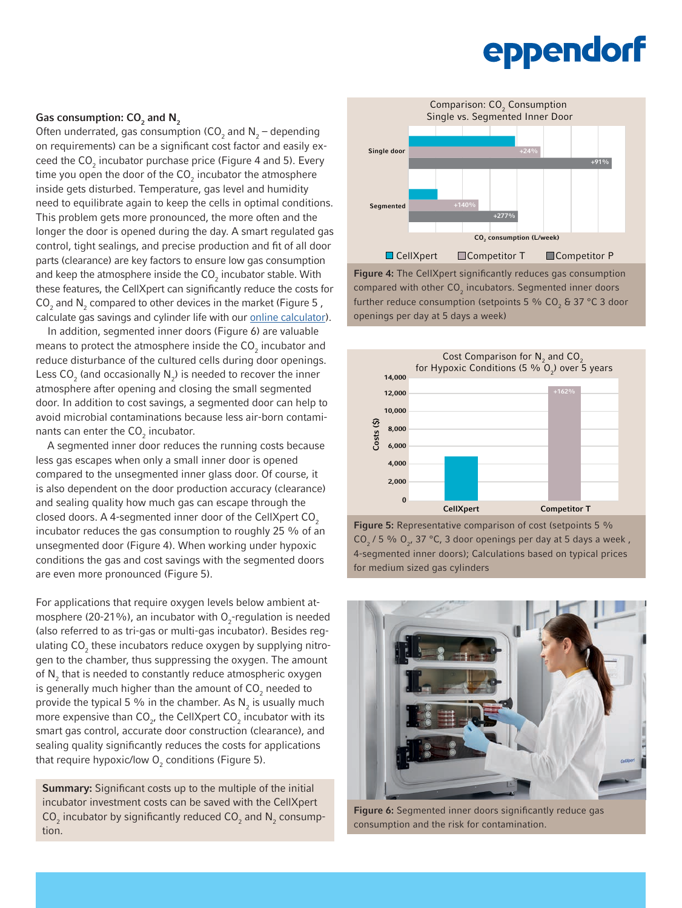### Gas consumption: $CO_2$ and $N_2$

Often underrated, gas consumption ($CO_2$ and $N_2$ – depending on requirements) can be a significant cost factor and easily exceed the $CO_2$ incubator purchase price (Figure 4 and 5). Every time you open the door of the $CO_2$ incubator the atmosphere inside gets disturbed. Temperature, gas level and humidity need to equilibrate again to keep the cells in optimal conditions. This problem gets more pronounced, the more often and the longer the door is opened during the day. A smart regulated gas control, tight sealings, and precise production and fit of all door parts (clearance) are key factors to ensure low gas consumption and keep the atmosphere inside the $CO_2$ incubator stable. With these features, the CellXpert can significantly reduce the costs for $CO_2$ and $N_2$ compared to other devices in the market (Figure 5 , calculate gas savings and cylinder life with our online calculator).

In addition, segmented inner doors (Figure 6) are valuable means to protect the atmosphere inside the $CO_2$ incubator and reduce disturbance of the cultured cells during door openings. Less $CO_2$ (and occasionally $N_2$) is needed to recover the inner atmosphere after opening and closing the small segmented door. In addition to cost savings, a segmented door can help to avoid microbial contaminations because less air-born contaminants can enter the $CO_2$ incubator.

A segmented inner door reduces the running costs because less gas escapes when only a small inner door is opened compared to the unsegmented inner glass door. Of course, it is also dependent on the door production accuracy (clearance) and sealing quality how much gas can escape through the closed doors. A 4-segmented inner door of the CellXpert $CO_2$ incubator reduces the gas consumption to roughly 25 % of an unsegmented door (Figure 4). When working under hypoxic conditions the gas and cost savings with the segmented doors are even more pronounced (Figure 5).

For applications that require oxygen levels below ambient atmosphere (20-21%), an incubator with $O_2$-regulation is needed (also referred to as tri-gas or multi-gas incubator). Besides regulating $CO_2$ these incubators reduce oxygen by supplying nitrogen to the chamber, thus suppressing the oxygen. The amount of $N_2$ that is needed to constantly reduce atmospheric oxygen is generally much higher than the amount of $CO_2$ needed to provide the typical 5 % in the chamber. As $N_2$ is usually much more expensive than $CO_2$, the CellXpert $CO_2$ incubator with its smart gas control, accurate door construction (clearance), and sealing quality significantly reduces the costs for applications that require hypoxic/low $O_2$ conditions (Figure 5).

**Summary:** Significant costs up to the multiple of the initial incubator investment costs can be saved with the CellXpert $CO_2$ incubator by significantly reduced $CO_2$ and $N_2$ consumption.

Comparison: $CO_2$ Consumption Single vs. Segmented Inner Door

| | CellXpert | Competitor T | Competitor P |
|---|---|---|---|
| Single door | | +24% | +91% |
| Segmented | | +140% | +277% |

$CO_2$ consumption (L/week)

**Figure 4:** The CellXpert significantly reduces gas consumption compared with other $CO_2$ incubators. Segmented inner doors further reduce consumption (setpoints 5 % $CO_2$ & 37 °C 3 door openings per day at 5 days a week)

Cost Comparison for $N_2$ and $CO_2$ for Hypoxic Conditions (5 % $O_2$) over 5 years

| | CellXpert | Competitor T |
|---|---|---|
| Costs ($) | | +162% |

**Figure 5:** Representative comparison of cost (setpoints 5 % $CO_2$ / 5 % $O_2$, 37 °C, 3 door openings per day at 5 days a week , 4-segmented inner doors); Calculations based on typical prices for medium sized gas cylinders

**Figure 6:** Segmented inner doors significantly reduce gas consumption and the risk for contamination.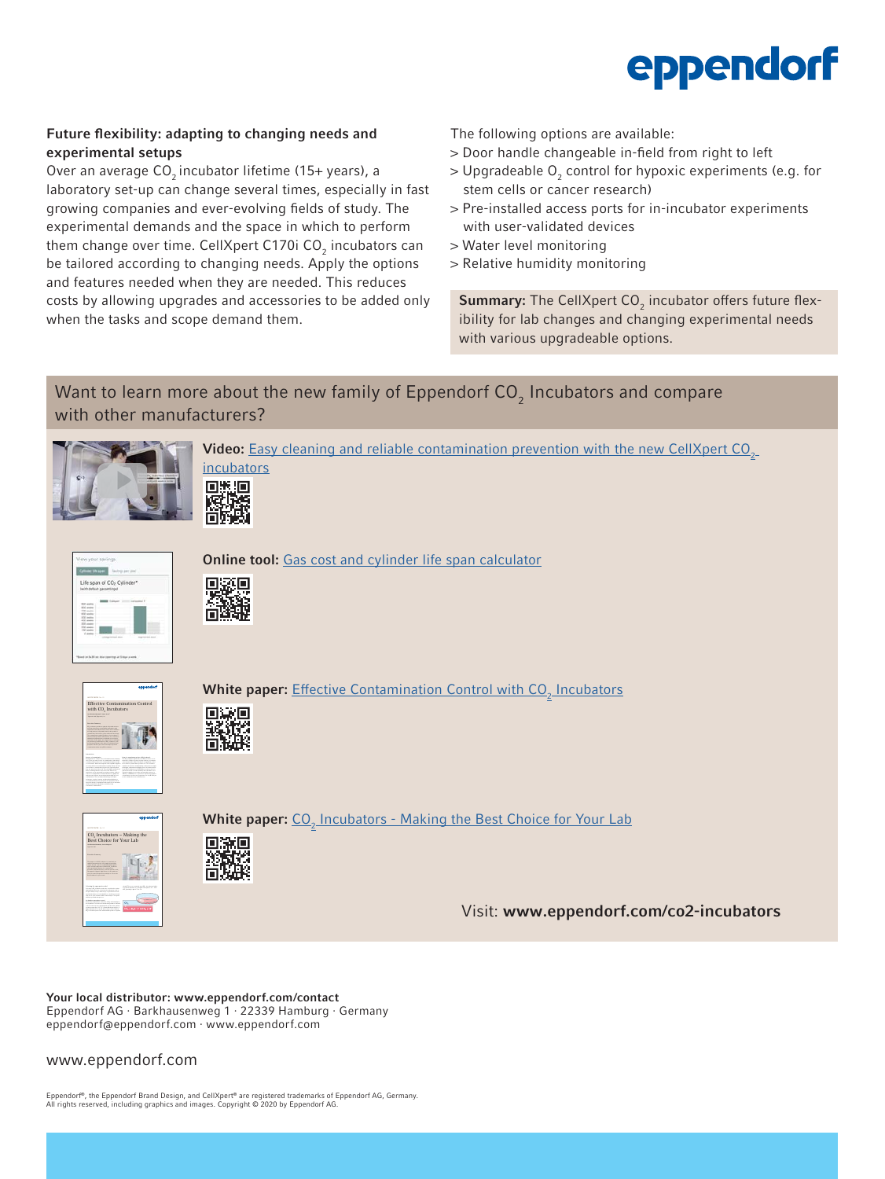### Future flexibility: adapting to changing needs and experimental setups

Over an average $CO_2$ incubator lifetime (15+ years), a laboratory set-up can change several times, especially in fast growing companies and ever-evolving fields of study. The experimental demands and the space in which to perform them change over time. CellXpert C170i $CO_2$ incubators can be tailored according to changing needs. Apply the options and features needed when they are needed. This reduces costs by allowing upgrades and accessories to be added only when the tasks and scope demand them.

The following options are available:

> Door handle changeable in-field from right to left
> Upgradeable $O_2$ control for hypoxic experiments (e.g. for stem cells or cancer research)
> Pre-installed access ports for in-incubator experiments with user-validated devices
> Water level monitoring
> Relative humidity monitoring

**Summary:** The CellXpert $CO_2$ incubator offers future flexibility for lab changes and changing experimental needs with various upgradeable options.

## Want to learn more about the new family of Eppendorf $CO_2$ Incubators and compare with other manufacturers?

**Video:** Easy cleaning and reliable contamination prevention with the new CellXpert $CO_2$ incubators

**Online tool:** Gas cost and cylinder life span calculator

**White paper:** Effective Contamination Control with $CO_2$ Incubators

**White paper:** $CO_2$ Incubators - Making the Best Choice for Your Lab

Visit: **www.eppendorf.com/co2-incubators**

**Your local distributor: www.eppendorf.com/contact**
Eppendorf AG · Barkhausenweg 1 · 22339 Hamburg · Germany
eppendorf@eppendorf.com · www.eppendorf.com

www.eppendorf.com

Eppendorf®, the Eppendorf Brand Design, and CellXpert® are registered trademarks of Eppendorf AG, Germany.
All rights reserved, including graphics and images. Copyright © 2020 by Eppendorf AG.